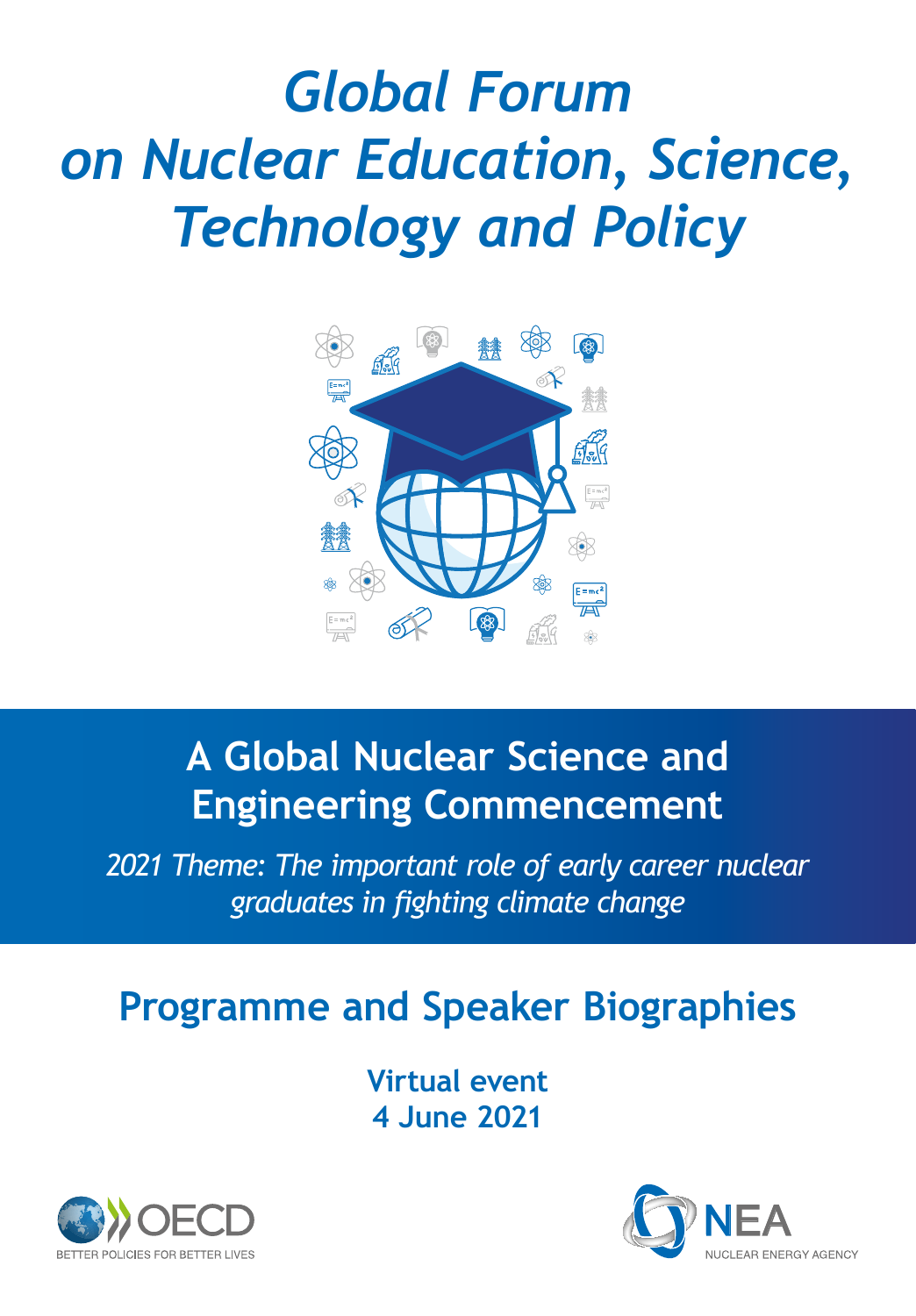# *Global Forum on Nuclear Education, Science, Technology and Policy*

## A Global Nuclear Science and Engineering Commencement

*2021 Theme: The important role of early career nuclear graduates in fighting climate change*

## Programme and Speaker Biographies

**Virtual event**
**4 June 2021**

OECD
BETTER POLICIES FOR BETTER LIVES

NEA
NUCLEAR ENERGY AGENCY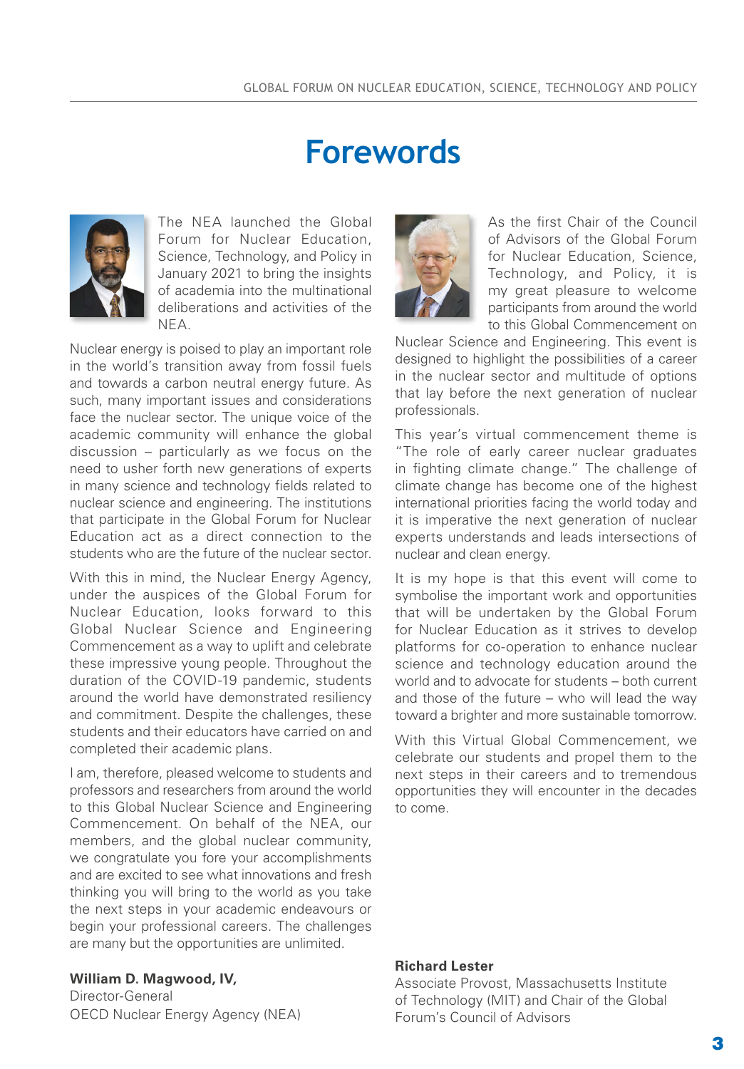# Forewords

The NEA launched the Global Forum for Nuclear Education, Science, Technology, and Policy in January 2021 to bring the insights of academia into the multinational deliberations and activities of the NEA.

Nuclear energy is poised to play an important role in the world's transition away from fossil fuels and towards a carbon neutral energy future. As such, many important issues and considerations face the nuclear sector. The unique voice of the academic community will enhance the global discussion – particularly as we focus on the need to usher forth new generations of experts in many science and technology fields related to nuclear science and engineering. The institutions that participate in the Global Forum for Nuclear Education act as a direct connection to the students who are the future of the nuclear sector.

With this in mind, the Nuclear Energy Agency, under the auspices of the Global Forum for Nuclear Education, looks forward to this Global Nuclear Science and Engineering Commencement as a way to uplift and celebrate these impressive young people. Throughout the duration of the COVID-19 pandemic, students around the world have demonstrated resiliency and commitment. Despite the challenges, these students and their educators have carried on and completed their academic plans.

I am, therefore, pleased welcome to students and professors and researchers from around the world to this Global Nuclear Science and Engineering Commencement. On behalf of the NEA, our members, and the global nuclear community, we congratulate you fore your accomplishments and are excited to see what innovations and fresh thinking you will bring to the world as you take the next steps in your academic endeavours or begin your professional careers. The challenges are many but the opportunities are unlimited.

**William D. Magwood, IV,**
Director-General
OECD Nuclear Energy Agency (NEA)

As the first Chair of the Council of Advisors of the Global Forum for Nuclear Education, Science, Technology, and Policy, it is my great pleasure to welcome participants from around the world to this Global Commencement on Nuclear Science and Engineering. This event is designed to highlight the possibilities of a career in the nuclear sector and multitude of options that lay before the next generation of nuclear professionals.

This year's virtual commencement theme is "The role of early career nuclear graduates in fighting climate change." The challenge of climate change has become one of the highest international priorities facing the world today and it is imperative the next generation of nuclear experts understands and leads intersections of nuclear and clean energy.

It is my hope is that this event will come to symbolise the important work and opportunities that will be undertaken by the Global Forum for Nuclear Education as it strives to develop platforms for co-operation to enhance nuclear science and technology education around the world and to advocate for students – both current and those of the future – who will lead the way toward a brighter and more sustainable tomorrow.

With this Virtual Global Commencement, we celebrate our students and propel them to the next steps in their careers and to tremendous opportunities they will encounter in the decades to come.

**Richard Lester**
Associate Provost, Massachusetts Institute of Technology (MIT) and Chair of the Global Forum's Council of Advisors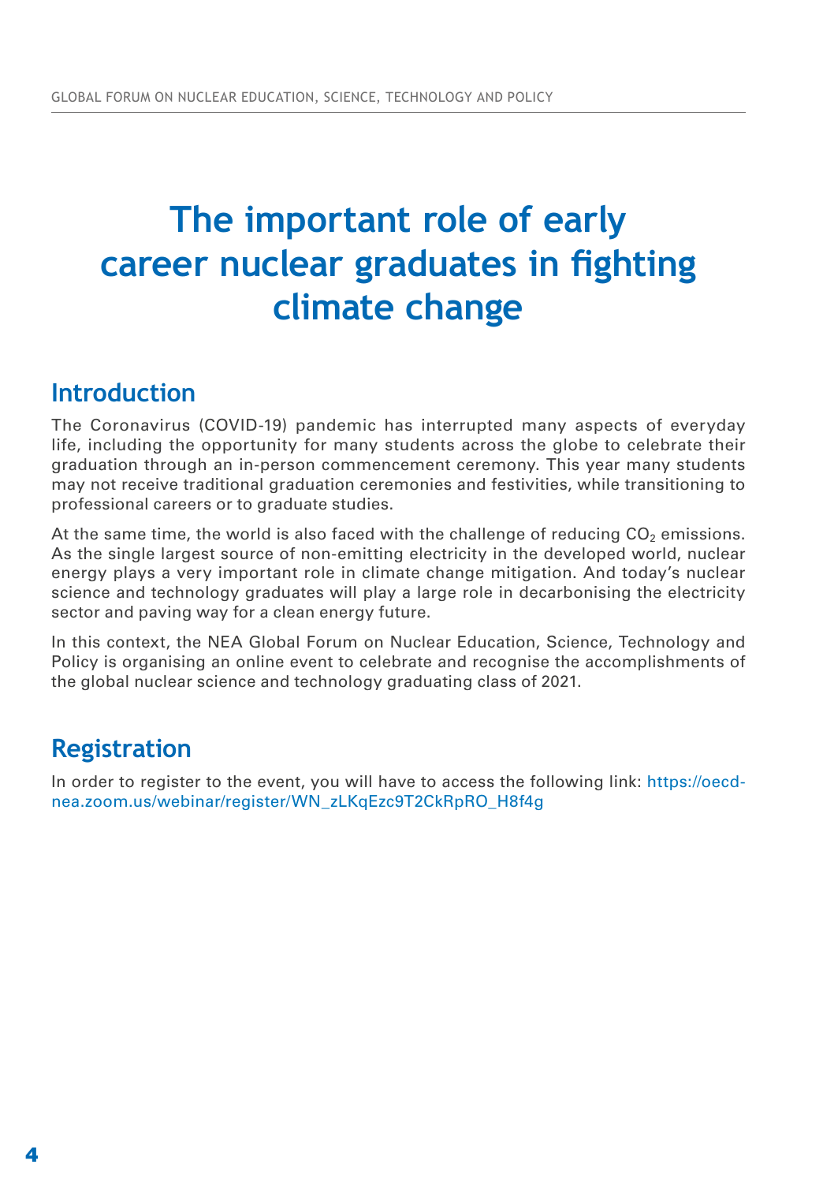# The important role of early career nuclear graduates in fighting climate change

## Introduction

The Coronavirus (COVID-19) pandemic has interrupted many aspects of everyday life, including the opportunity for many students across the globe to celebrate their graduation through an in-person commencement ceremony. This year many students may not receive traditional graduation ceremonies and festivities, while transitioning to professional careers or to graduate studies.

At the same time, the world is also faced with the challenge of reducing $CO_2$ emissions. As the single largest source of non-emitting electricity in the developed world, nuclear energy plays a very important role in climate change mitigation. And today's nuclear science and technology graduates will play a large role in decarbonising the electricity sector and paving way for a clean energy future.

In this context, the NEA Global Forum on Nuclear Education, Science, Technology and Policy is organising an online event to celebrate and recognise the accomplishments of the global nuclear science and technology graduating class of 2021.

## Registration

In order to register to the event, you will have to access the following link: https://oecd-nea.zoom.us/webinar/register/WN_zLKqEzc9T2CkRpRO_H8f4g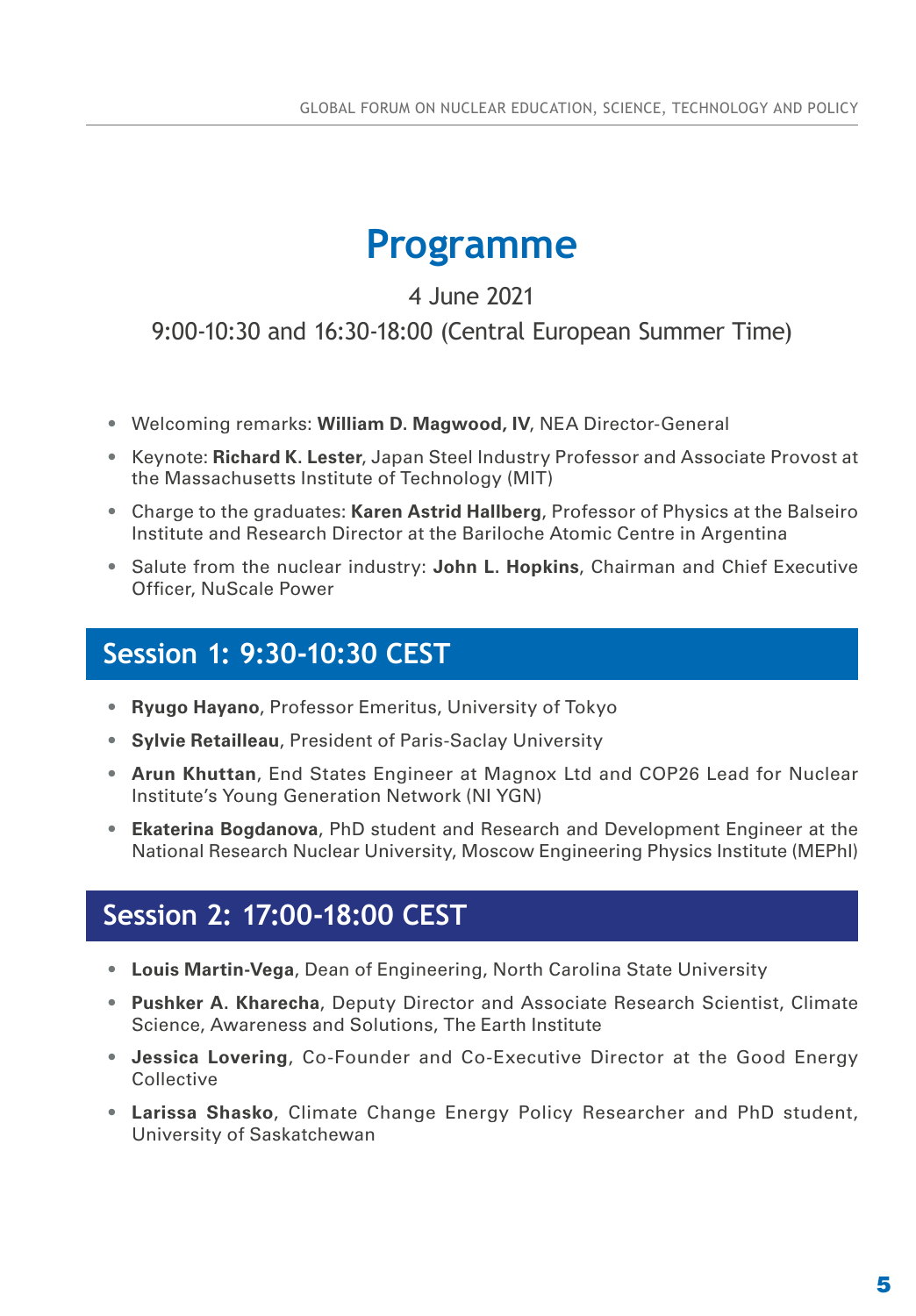# Programme

4 June 2021

9:00-10:30 and 16:30-18:00 (Central European Summer Time)

- Welcoming remarks: **William D. Magwood, IV**, NEA Director-General
- Keynote: **Richard K. Lester**, Japan Steel Industry Professor and Associate Provost at the Massachusetts Institute of Technology (MIT)
- Charge to the graduates: **Karen Astrid Hallberg**, Professor of Physics at the Balseiro Institute and Research Director at the Bariloche Atomic Centre in Argentina
- Salute from the nuclear industry: **John L. Hopkins**, Chairman and Chief Executive Officer, NuScale Power

## Session 1: 9:30-10:30 CEST

- **Ryugo Hayano**, Professor Emeritus, University of Tokyo
- **Sylvie Retailleau**, President of Paris-Saclay University
- **Arun Khuttan**, End States Engineer at Magnox Ltd and COP26 Lead for Nuclear Institute's Young Generation Network (NI YGN)
- **Ekaterina Bogdanova**, PhD student and Research and Development Engineer at the National Research Nuclear University, Moscow Engineering Physics Institute (MEPhI)

## Session 2: 17:00-18:00 CEST

- **Louis Martin-Vega**, Dean of Engineering, North Carolina State University
- **Pushker A. Kharecha**, Deputy Director and Associate Research Scientist, Climate Science, Awareness and Solutions, The Earth Institute
- **Jessica Lovering**, Co-Founder and Co-Executive Director at the Good Energy Collective
- **Larissa Shasko**, Climate Change Energy Policy Researcher and PhD student, University of Saskatchewan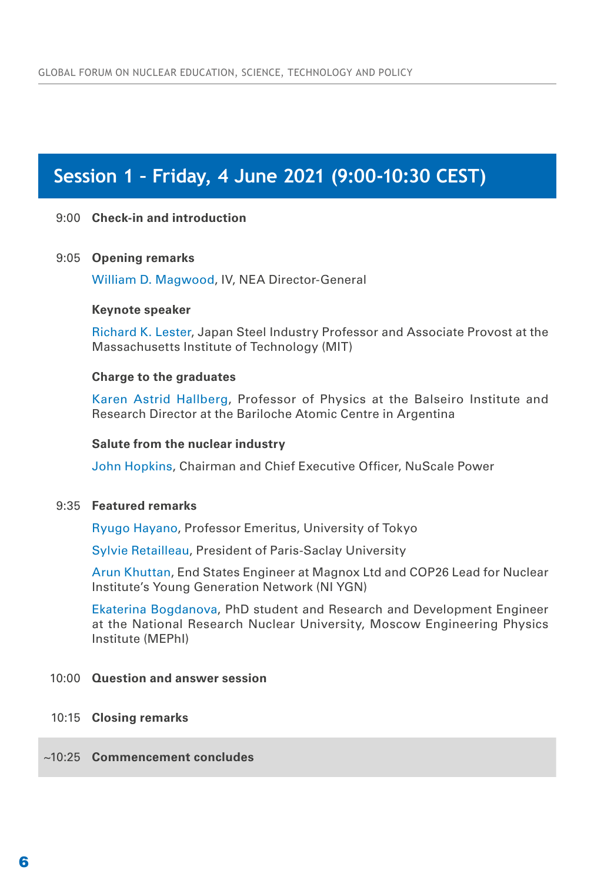## Session 1 - Friday, 4 June 2021 (9:00-10:30 CEST)

9:00 **Check-in and introduction**

9:05 **Opening remarks**

William D. Magwood, IV, NEA Director-General

**Keynote speaker**

Richard K. Lester, Japan Steel Industry Professor and Associate Provost at the Massachusetts Institute of Technology (MIT)

**Charge to the graduates**

Karen Astrid Hallberg, Professor of Physics at the Balseiro Institute and Research Director at the Bariloche Atomic Centre in Argentina

**Salute from the nuclear industry**

John Hopkins, Chairman and Chief Executive Officer, NuScale Power

9:35 **Featured remarks**

Ryugo Hayano, Professor Emeritus, University of Tokyo

Sylvie Retailleau, President of Paris-Saclay University

Arun Khuttan, End States Engineer at Magnox Ltd and COP26 Lead for Nuclear Institute's Young Generation Network (NI YGN)

Ekaterina Bogdanova, PhD student and Research and Development Engineer at the National Research Nuclear University, Moscow Engineering Physics Institute (MEPhI)

10:00 **Question and answer session**

10:15 **Closing remarks**

~10:25 **Commencement concludes**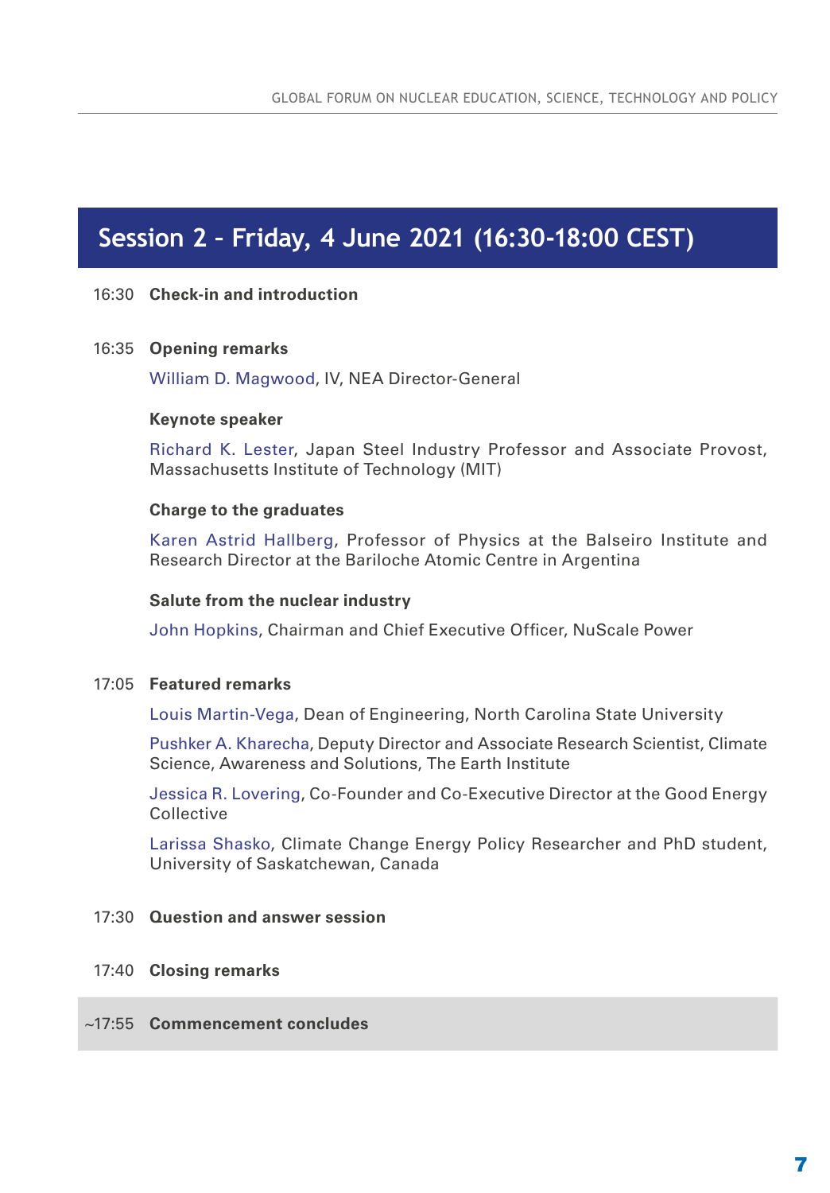## Session 2 - Friday, 4 June 2021 (16:30-18:00 CEST)

16:30 **Check-in and introduction**

16:35 **Opening remarks**

William D. Magwood, IV, NEA Director-General

**Keynote speaker**

Richard K. Lester, Japan Steel Industry Professor and Associate Provost, Massachusetts Institute of Technology (MIT)

**Charge to the graduates**

Karen Astrid Hallberg, Professor of Physics at the Balseiro Institute and Research Director at the Bariloche Atomic Centre in Argentina

**Salute from the nuclear industry**

John Hopkins, Chairman and Chief Executive Officer, NuScale Power

17:05 **Featured remarks**

Louis Martin-Vega, Dean of Engineering, North Carolina State University

Pushker A. Kharecha, Deputy Director and Associate Research Scientist, Climate Science, Awareness and Solutions, The Earth Institute

Jessica R. Lovering, Co-Founder and Co-Executive Director at the Good Energy Collective

Larissa Shasko, Climate Change Energy Policy Researcher and PhD student, University of Saskatchewan, Canada

17:30 **Question and answer session**

17:40 **Closing remarks**

~17:55 **Commencement concludes**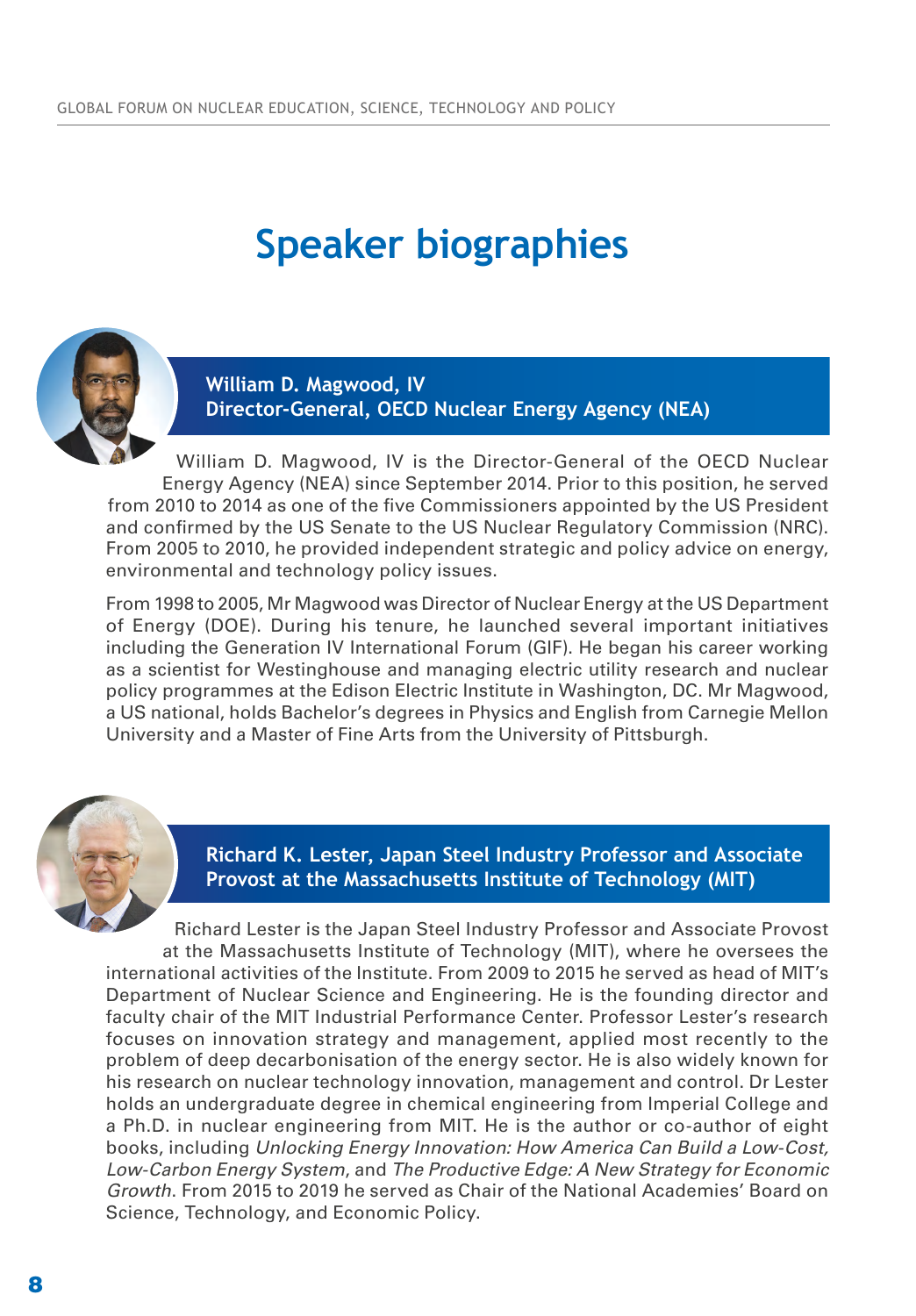# Speaker biographies

### William D. Magwood, IV
### Director-General, OECD Nuclear Energy Agency (NEA)

William D. Magwood, IV is the Director-General of the OECD Nuclear Energy Agency (NEA) since September 2014. Prior to this position, he served from 2010 to 2014 as one of the five Commissioners appointed by the US President and confirmed by the US Senate to the US Nuclear Regulatory Commission (NRC). From 2005 to 2010, he provided independent strategic and policy advice on energy, environmental and technology policy issues.

From 1998 to 2005, Mr Magwood was Director of Nuclear Energy at the US Department of Energy (DOE). During his tenure, he launched several important initiatives including the Generation IV International Forum (GIF). He began his career working as a scientist for Westinghouse and managing electric utility research and nuclear policy programmes at the Edison Electric Institute in Washington, DC. Mr Magwood, a US national, holds Bachelor's degrees in Physics and English from Carnegie Mellon University and a Master of Fine Arts from the University of Pittsburgh.

### Richard K. Lester, Japan Steel Industry Professor and Associate Provost at the Massachusetts Institute of Technology (MIT)

Richard Lester is the Japan Steel Industry Professor and Associate Provost at the Massachusetts Institute of Technology (MIT), where he oversees the international activities of the Institute. From 2009 to 2015 he served as head of MIT's Department of Nuclear Science and Engineering. He is the founding director and faculty chair of the MIT Industrial Performance Center. Professor Lester's research focuses on innovation strategy and management, applied most recently to the problem of deep decarbonisation of the energy sector. He is also widely known for his research on nuclear technology innovation, management and control. Dr Lester holds an undergraduate degree in chemical engineering from Imperial College and a Ph.D. in nuclear engineering from MIT. He is the author or co-author of eight books, including *Unlocking Energy Innovation: How America Can Build a Low-Cost, Low-Carbon Energy System*, and *The Productive Edge: A New Strategy for Economic Growth*. From 2015 to 2019 he served as Chair of the National Academies' Board on Science, Technology, and Economic Policy.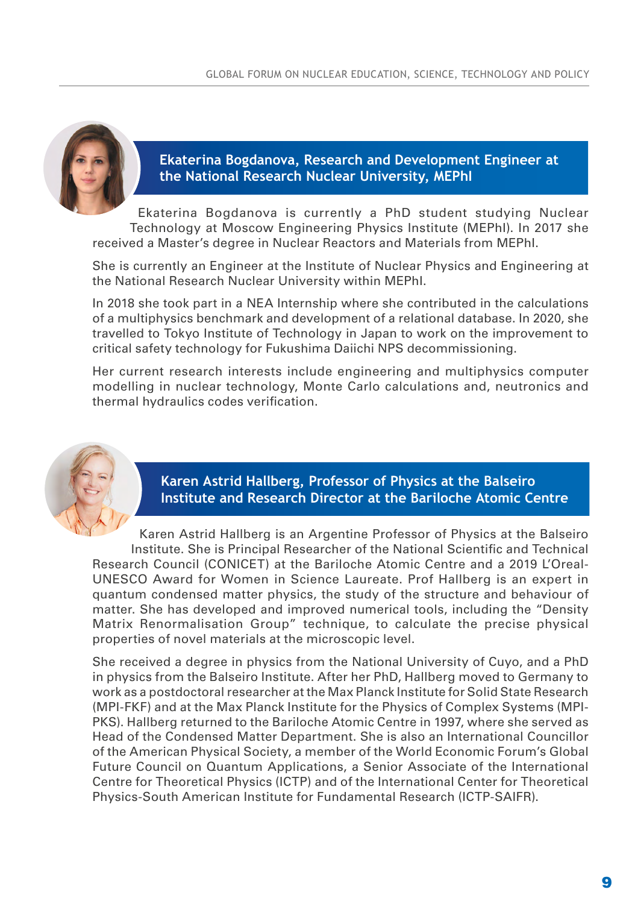## Ekaterina Bogdanova, Research and Development Engineer at the National Research Nuclear University, MEPhI

Ekaterina Bogdanova is currently a PhD student studying Nuclear Technology at Moscow Engineering Physics Institute (MEPhI). In 2017 she received a Master's degree in Nuclear Reactors and Materials from MEPhI.

She is currently an Engineer at the Institute of Nuclear Physics and Engineering at the National Research Nuclear University within MEPhI.

In 2018 she took part in a NEA Internship where she contributed in the calculations of a multiphysics benchmark and development of a relational database. In 2020, she travelled to Tokyo Institute of Technology in Japan to work on the improvement to critical safety technology for Fukushima Daiichi NPS decommissioning.

Her current research interests include engineering and multiphysics computer modelling in nuclear technology, Monte Carlo calculations and, neutronics and thermal hydraulics codes verification.

## Karen Astrid Hallberg, Professor of Physics at the Balseiro Institute and Research Director at the Bariloche Atomic Centre

Karen Astrid Hallberg is an Argentine Professor of Physics at the Balseiro Institute. She is Principal Researcher of the National Scientific and Technical Research Council (CONICET) at the Bariloche Atomic Centre and a 2019 L'Oreal-UNESCO Award for Women in Science Laureate. Prof Hallberg is an expert in quantum condensed matter physics, the study of the structure and behaviour of matter. She has developed and improved numerical tools, including the "Density Matrix Renormalisation Group" technique, to calculate the precise physical properties of novel materials at the microscopic level.

She received a degree in physics from the National University of Cuyo, and a PhD in physics from the Balseiro Institute. After her PhD, Hallberg moved to Germany to work as a postdoctoral researcher at the Max Planck Institute for Solid State Research (MPI-FKF) and at the Max Planck Institute for the Physics of Complex Systems (MPI-PKS). Hallberg returned to the Bariloche Atomic Centre in 1997, where she served as Head of the Condensed Matter Department. She is also an International Councillor of the American Physical Society, a member of the World Economic Forum's Global Future Council on Quantum Applications, a Senior Associate of the International Centre for Theoretical Physics (ICTP) and of the International Center for Theoretical Physics-South American Institute for Fundamental Research (ICTP-SAIFR).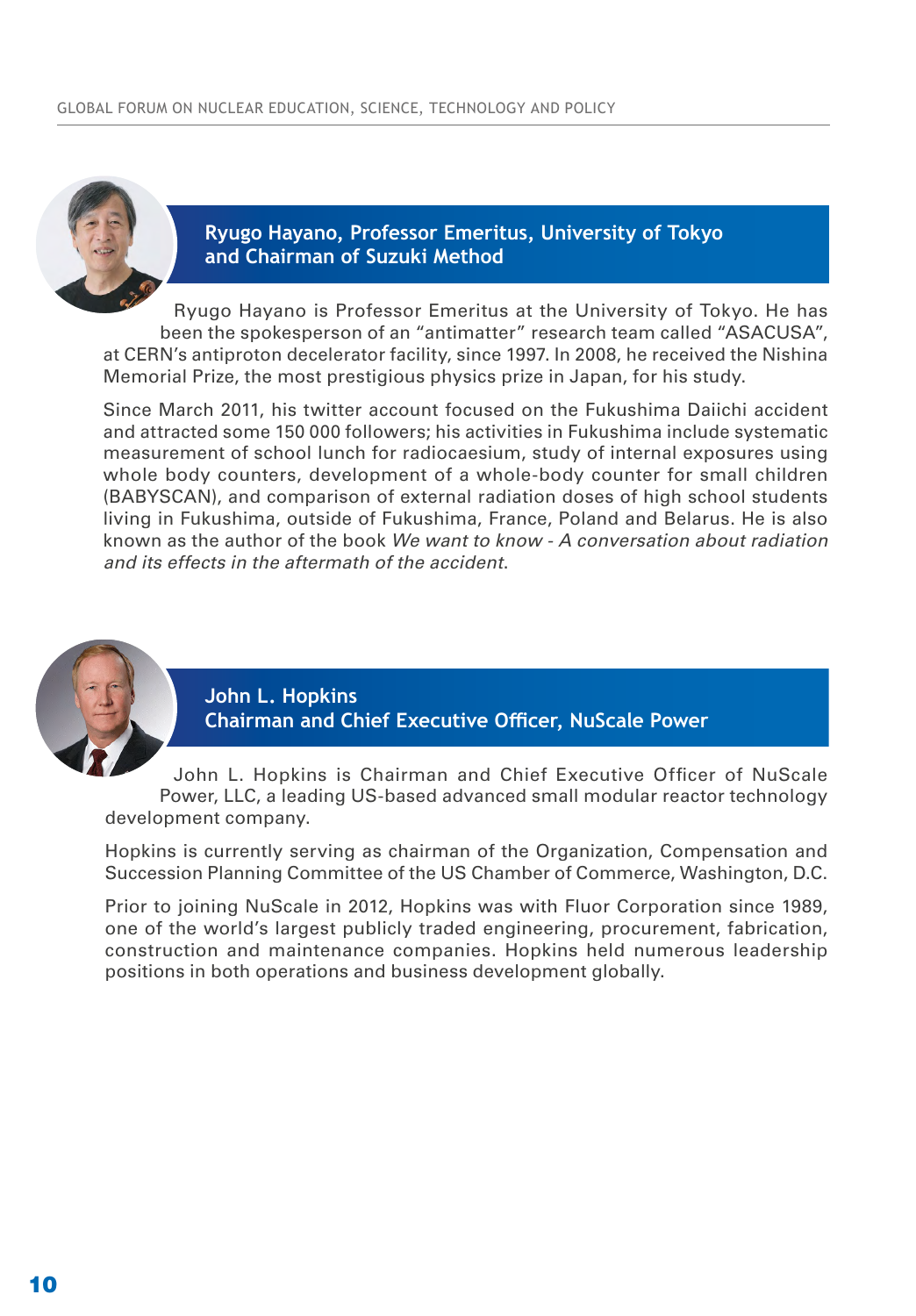## Ryugo Hayano, Professor Emeritus, University of Tokyo and Chairman of Suzuki Method

Ryugo Hayano is Professor Emeritus at the University of Tokyo. He has been the spokesperson of an “antimatter” research team called “ASACUSA”, at CERN’s antiproton decelerator facility, since 1997. In 2008, he received the Nishina Memorial Prize, the most prestigious physics prize in Japan, for his study.

Since March 2011, his twitter account focused on the Fukushima Daiichi accident and attracted some 150 000 followers; his activities in Fukushima include systematic measurement of school lunch for radiocaesium, study of internal exposures using whole body counters, development of a whole-body counter for small children (BABYSCAN), and comparison of external radiation doses of high school students living in Fukushima, outside of Fukushima, France, Poland and Belarus. He is also known as the author of the book *We want to know - A conversation about radiation and its effects in the aftermath of the accident*.

## John L. Hopkins
## Chairman and Chief Executive Officer, NuScale Power

John L. Hopkins is Chairman and Chief Executive Officer of NuScale Power, LLC, a leading US-based advanced small modular reactor technology development company.

Hopkins is currently serving as chairman of the Organization, Compensation and Succession Planning Committee of the US Chamber of Commerce, Washington, D.C.

Prior to joining NuScale in 2012, Hopkins was with Fluor Corporation since 1989, one of the world’s largest publicly traded engineering, procurement, fabrication, construction and maintenance companies. Hopkins held numerous leadership positions in both operations and business development globally.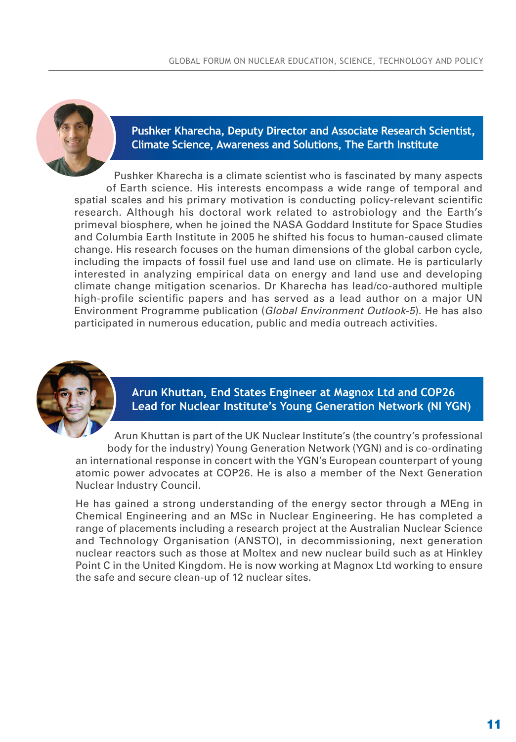## Pushker Kharecha, Deputy Director and Associate Research Scientist, Climate Science, Awareness and Solutions, The Earth Institute

Pushker Kharecha is a climate scientist who is fascinated by many aspects of Earth science. His interests encompass a wide range of temporal and spatial scales and his primary motivation is conducting policy-relevant scientific research. Although his doctoral work related to astrobiology and the Earth's primeval biosphere, when he joined the NASA Goddard Institute for Space Studies and Columbia Earth Institute in 2005 he shifted his focus to human-caused climate change. His research focuses on the human dimensions of the global carbon cycle, including the impacts of fossil fuel use and land use on climate. He is particularly interested in analyzing empirical data on energy and land use and developing climate change mitigation scenarios. Dr Kharecha has lead/co-authored multiple high-profile scientific papers and has served as a lead author on a major UN Environment Programme publication (*Global Environment Outlook-5*). He has also participated in numerous education, public and media outreach activities.

## Arun Khuttan, End States Engineer at Magnox Ltd and COP26 Lead for Nuclear Institute's Young Generation Network (NI YGN)

Arun Khuttan is part of the UK Nuclear Institute's (the country's professional body for the industry) Young Generation Network (YGN) and is co-ordinating an international response in concert with the YGN's European counterpart of young atomic power advocates at COP26. He is also a member of the Next Generation Nuclear Industry Council.

He has gained a strong understanding of the energy sector through a MEng in Chemical Engineering and an MSc in Nuclear Engineering. He has completed a range of placements including a research project at the Australian Nuclear Science and Technology Organisation (ANSTO), in decommissioning, next generation nuclear reactors such as those at Moltex and new nuclear build such as at Hinkley Point C in the United Kingdom. He is now working at Magnox Ltd working to ensure the safe and secure clean-up of 12 nuclear sites.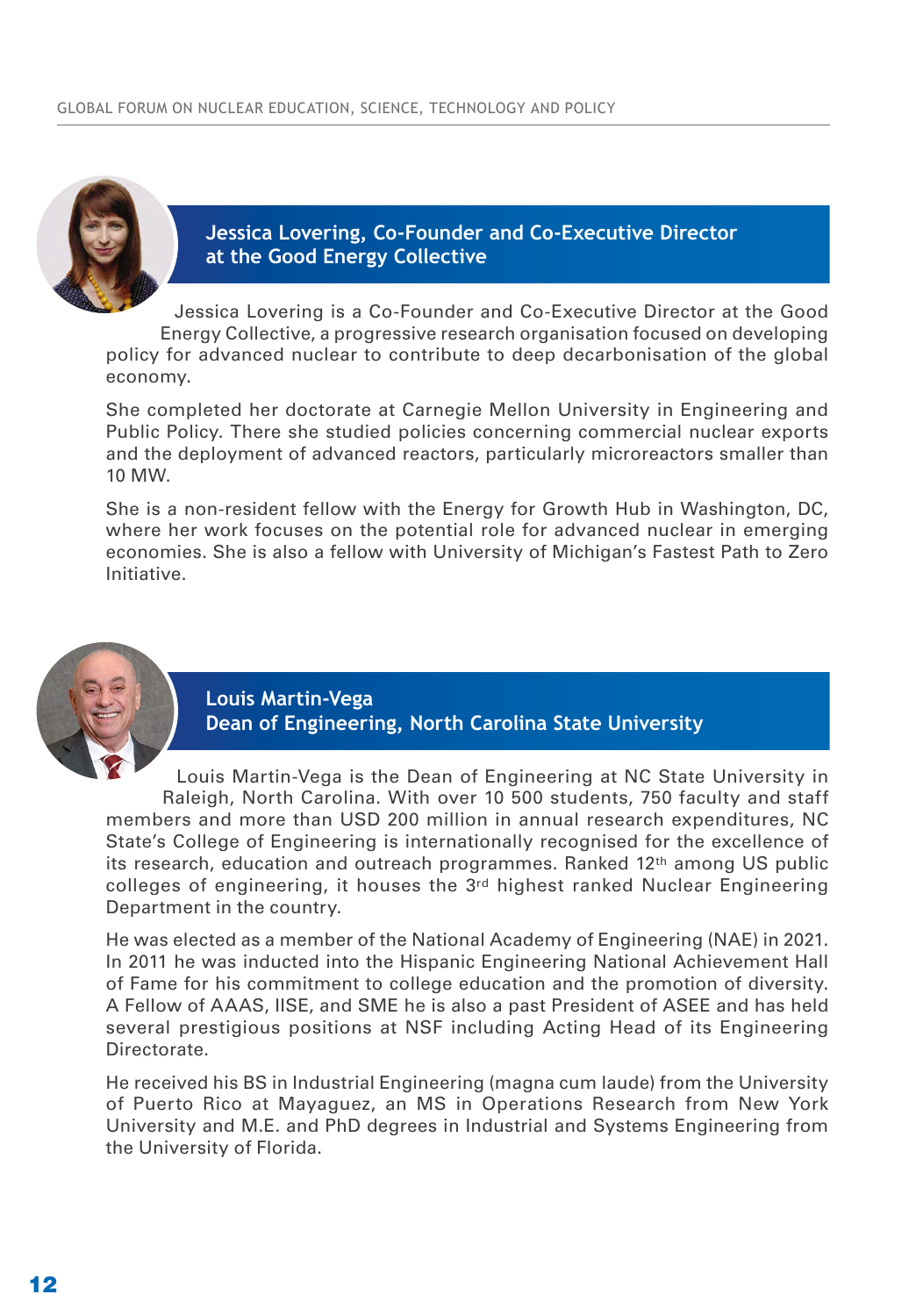## Jessica Lovering, Co-Founder and Co-Executive Director at the Good Energy Collective

Jessica Lovering is a Co-Founder and Co-Executive Director at the Good Energy Collective, a progressive research organisation focused on developing policy for advanced nuclear to contribute to deep decarbonisation of the global economy.

She completed her doctorate at Carnegie Mellon University in Engineering and Public Policy. There she studied policies concerning commercial nuclear exports and the deployment of advanced reactors, particularly microreactors smaller than 10 MW.

She is a non-resident fellow with the Energy for Growth Hub in Washington, DC, where her work focuses on the potential role for advanced nuclear in emerging economies. She is also a fellow with University of Michigan's Fastest Path to Zero Initiative.

## Louis Martin-Vega
## Dean of Engineering, North Carolina State University

Louis Martin-Vega is the Dean of Engineering at NC State University in Raleigh, North Carolina. With over 10 500 students, 750 faculty and staff members and more than USD 200 million in annual research expenditures, NC State's College of Engineering is internationally recognised for the excellence of its research, education and outreach programmes. Ranked 12th among US public colleges of engineering, it houses the 3rd highest ranked Nuclear Engineering Department in the country.

He was elected as a member of the National Academy of Engineering (NAE) in 2021. In 2011 he was inducted into the Hispanic Engineering National Achievement Hall of Fame for his commitment to college education and the promotion of diversity. A Fellow of AAAS, IISE, and SME he is also a past President of ASEE and has held several prestigious positions at NSF including Acting Head of its Engineering Directorate.

He received his BS in Industrial Engineering (magna cum laude) from the University of Puerto Rico at Mayaguez, an MS in Operations Research from New York University and M.E. and PhD degrees in Industrial and Systems Engineering from the University of Florida.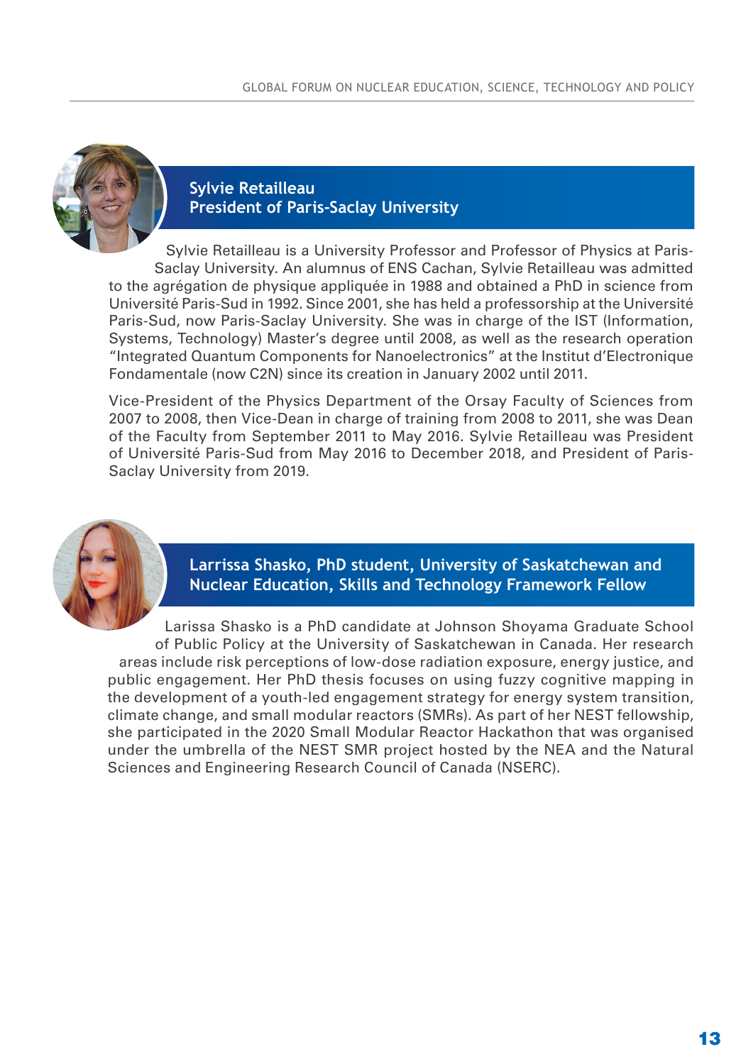## Sylvie Retailleau
## President of Paris-Saclay University

Sylvie Retailleau is a University Professor and Professor of Physics at Paris-Saclay University. An alumnus of ENS Cachan, Sylvie Retailleau was admitted to the agrégation de physique appliquée in 1988 and obtained a PhD in science from Université Paris-Sud in 1992. Since 2001, she has held a professorship at the Université Paris-Sud, now Paris-Saclay University. She was in charge of the IST (Information, Systems, Technology) Master's degree until 2008, as well as the research operation "Integrated Quantum Components for Nanoelectronics" at the Institut d'Electronique Fondamentale (now C2N) since its creation in January 2002 until 2011.

Vice-President of the Physics Department of the Orsay Faculty of Sciences from 2007 to 2008, then Vice-Dean in charge of training from 2008 to 2011, she was Dean of the Faculty from September 2011 to May 2016. Sylvie Retailleau was President of Université Paris-Sud from May 2016 to December 2018, and President of Paris-Saclay University from 2019.

## Larrissa Shasko, PhD student, University of Saskatchewan and Nuclear Education, Skills and Technology Framework Fellow

Larissa Shasko is a PhD candidate at Johnson Shoyama Graduate School of Public Policy at the University of Saskatchewan in Canada. Her research areas include risk perceptions of low-dose radiation exposure, energy justice, and public engagement. Her PhD thesis focuses on using fuzzy cognitive mapping in the development of a youth-led engagement strategy for energy system transition, climate change, and small modular reactors (SMRs). As part of her NEST fellowship, she participated in the 2020 Small Modular Reactor Hackathon that was organised under the umbrella of the NEST SMR project hosted by the NEA and the Natural Sciences and Engineering Research Council of Canada (NSERC).